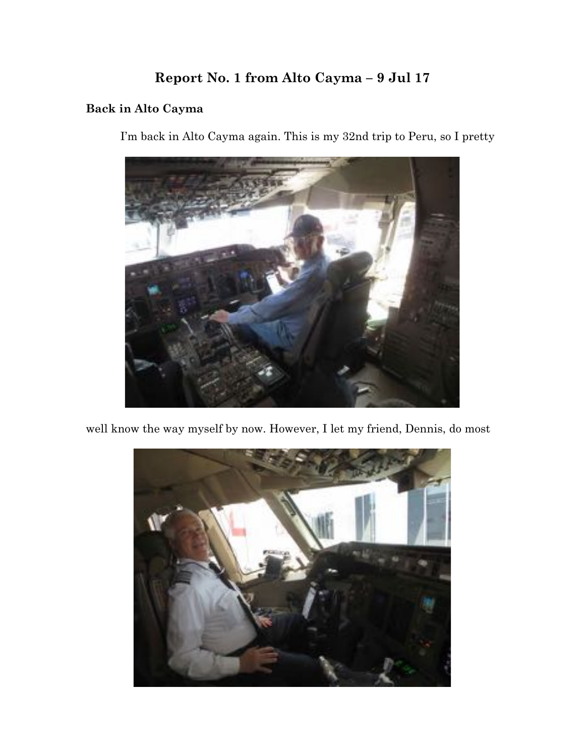# Report No. 1 from Alto Cayma – 9 Jul 17

## Back in Alto Cayma

I'm back in Alto Cayma again. This is my 32nd trip to Peru, so I pretty well know the way myself by now. However, I let my friend, Dennis, do most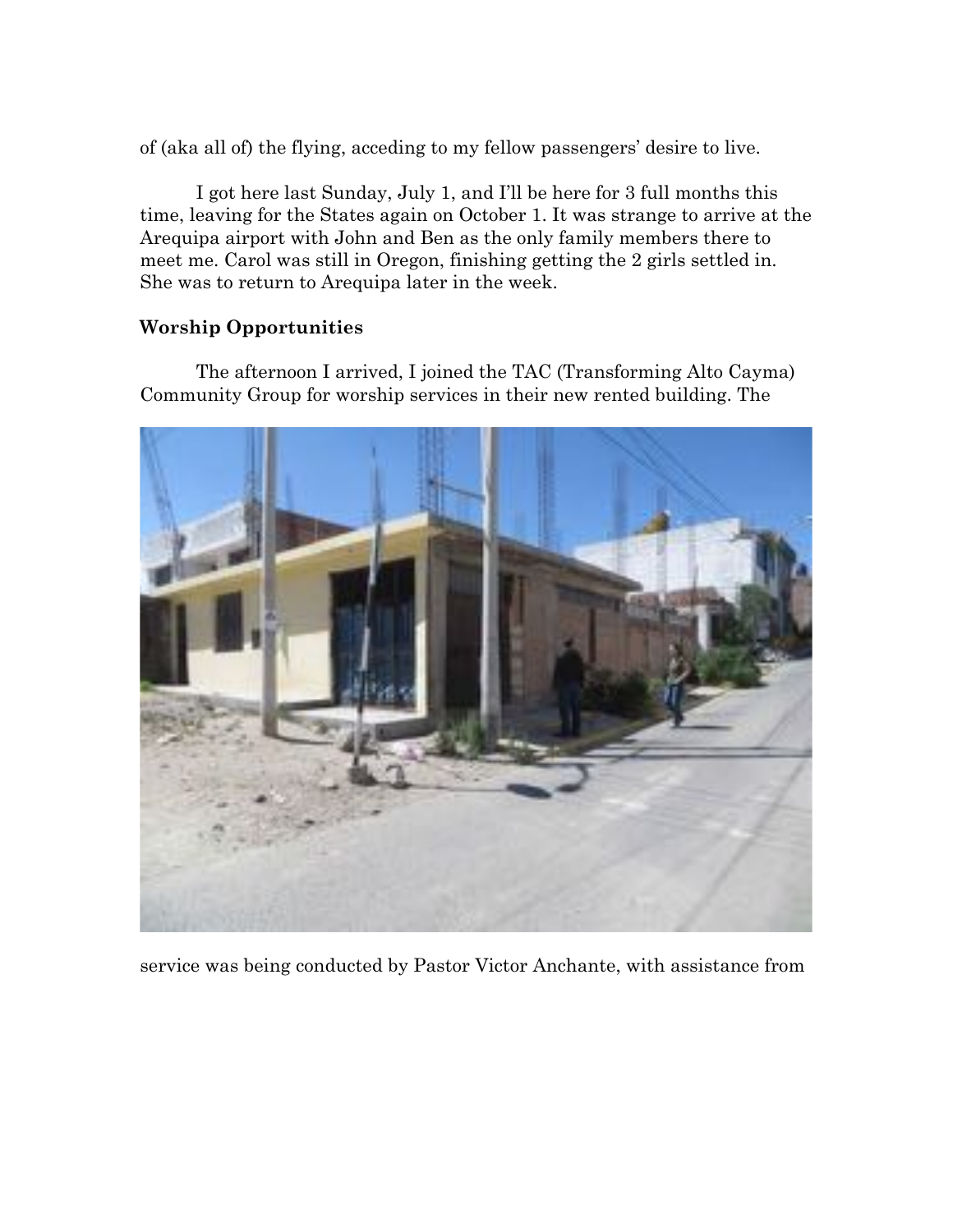of (aka all of) the flying, acceding to my fellow passengers' desire to live.

I got here last Sunday, July 1, and I'll be here for 3 full months this time, leaving for the States again on October 1. It was strange to arrive at the Arequipa airport with John and Ben as the only family members there to meet me. Carol was still in Oregon, finishing getting the 2 girls settled in. She was to return to Arequipa later in the week.

## Worship Opportunities

The afternoon I arrived, I joined the TAC (Transforming Alto Cayma) Community Group for worship services in their new rented building. The service was being conducted by Pastor Victor Anchante, with assistance from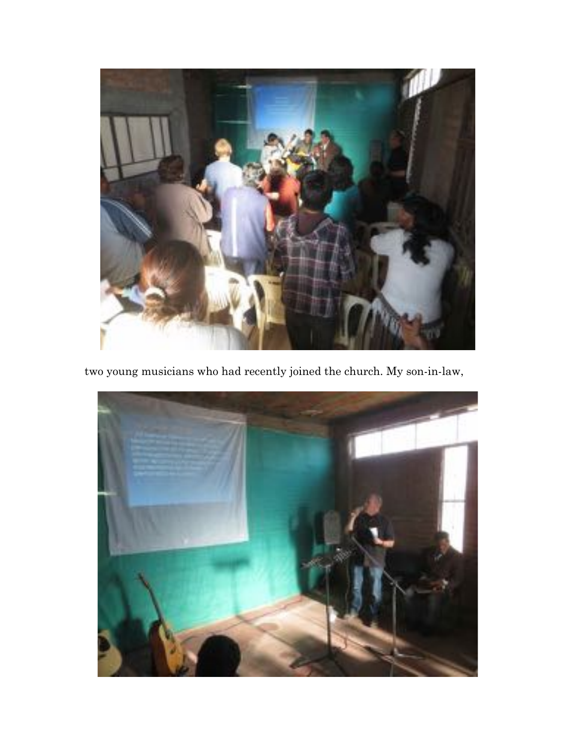two young musicians who had recently joined the church. My son-in-law,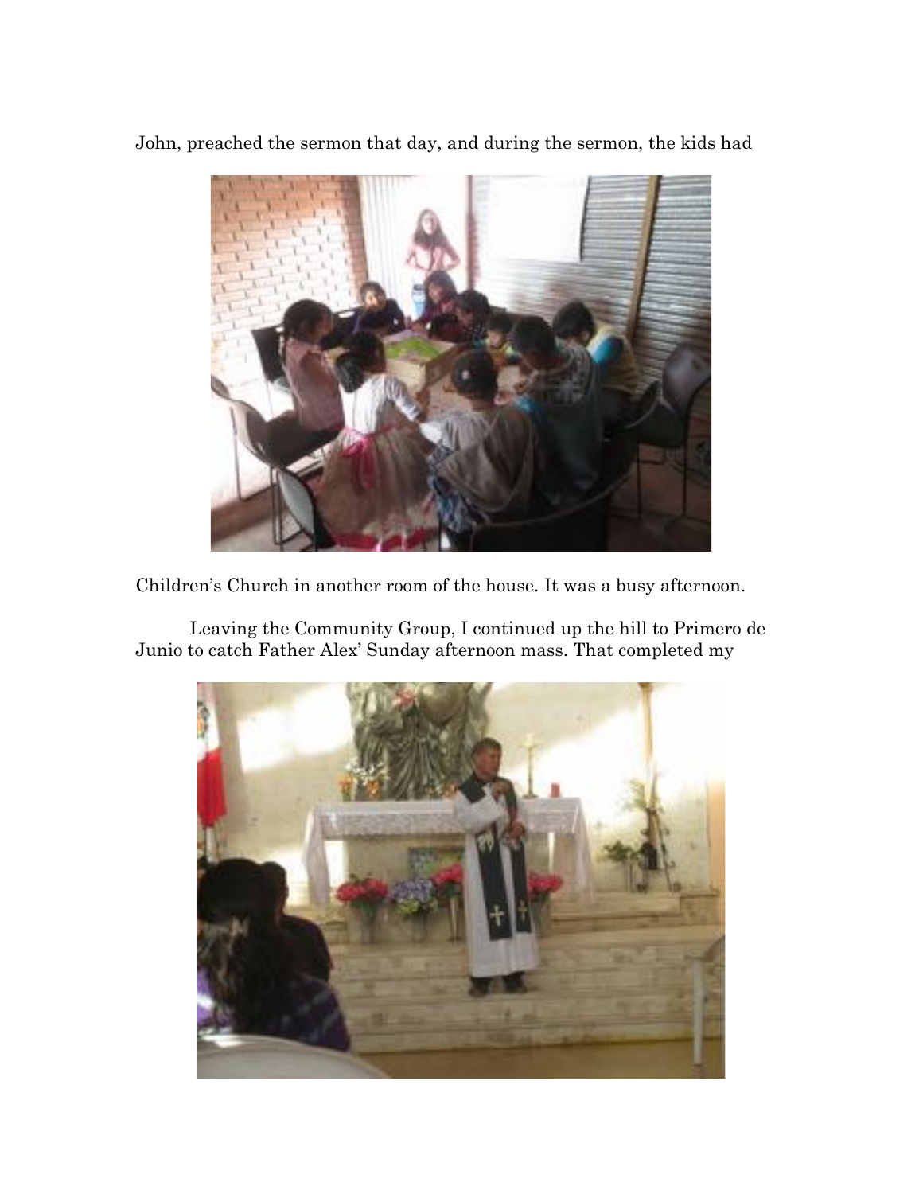John, preached the sermon that day, and during the sermon, the kids had

Children's Church in another room of the house. It was a busy afternoon.

Leaving the Community Group, I continued up the hill to Primero de Junio to catch Father Alex' Sunday afternoon mass. That completed my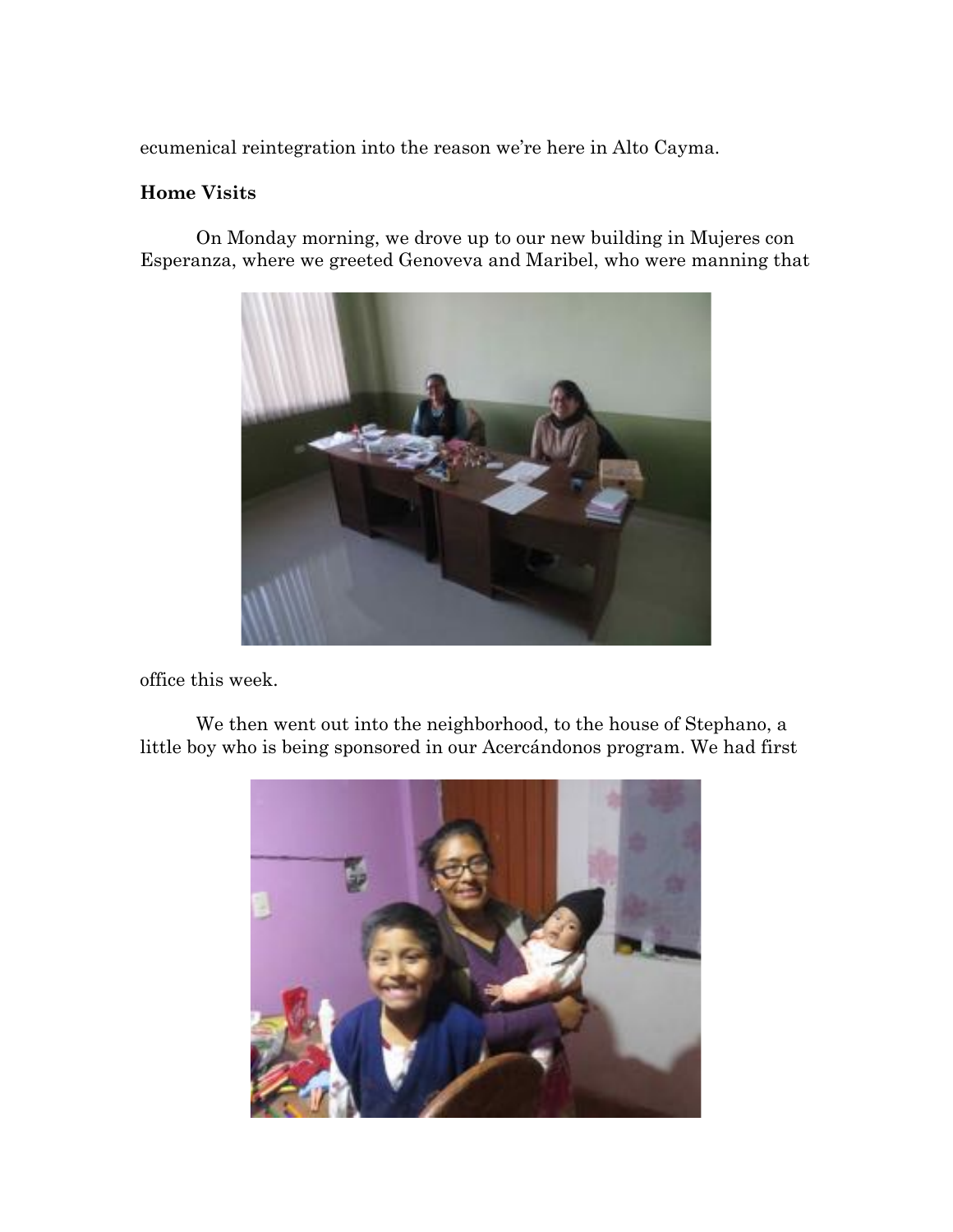ecumenical reintegration into the reason we're here in Alto Cayma.

**Home Visits**

On Monday morning, we drove up to our new building in Mujeres con Esperanza, where we greeted Genoveva and Maribel, who were manning that office this week.

We then went out into the neighborhood, to the house of Stephano, a little boy who is being sponsored in our Acercándonos program. We had first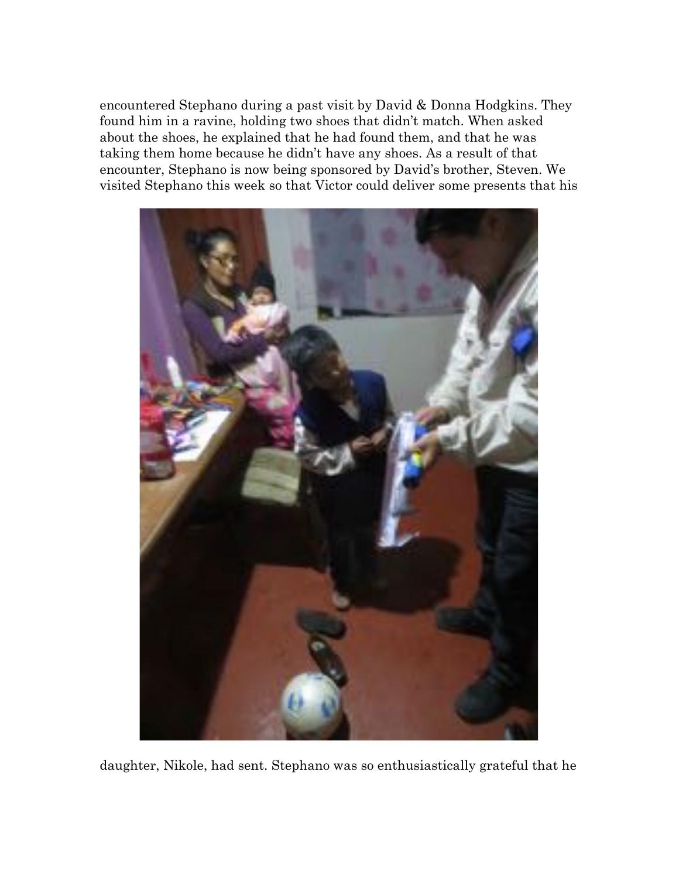encountered Stephano during a past visit by David & Donna Hodgkins. They found him in a ravine, holding two shoes that didn't match. When asked about the shoes, he explained that he had found them, and that he was taking them home because he didn't have any shoes. As a result of that encounter, Stephano is now being sponsored by David's brother, Steven. We visited Stephano this week so that Victor could deliver some presents that his daughter, Nikole, had sent. Stephano was so enthusiastically grateful that he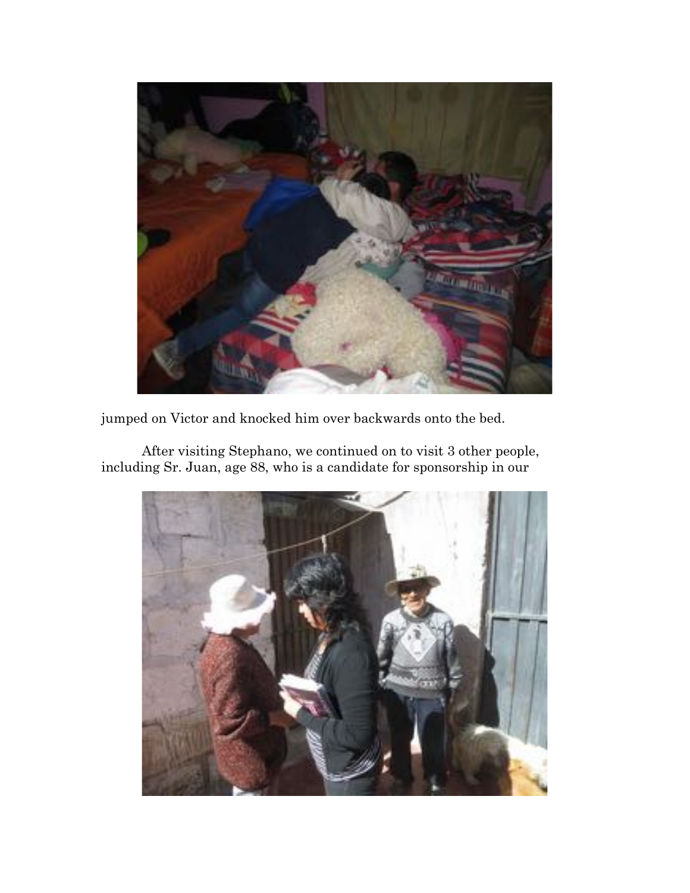jumped on Victor and knocked him over backwards onto the bed.

After visiting Stephano, we continued on to visit 3 other people, including Sr. Juan, age 88, who is a candidate for sponsorship in our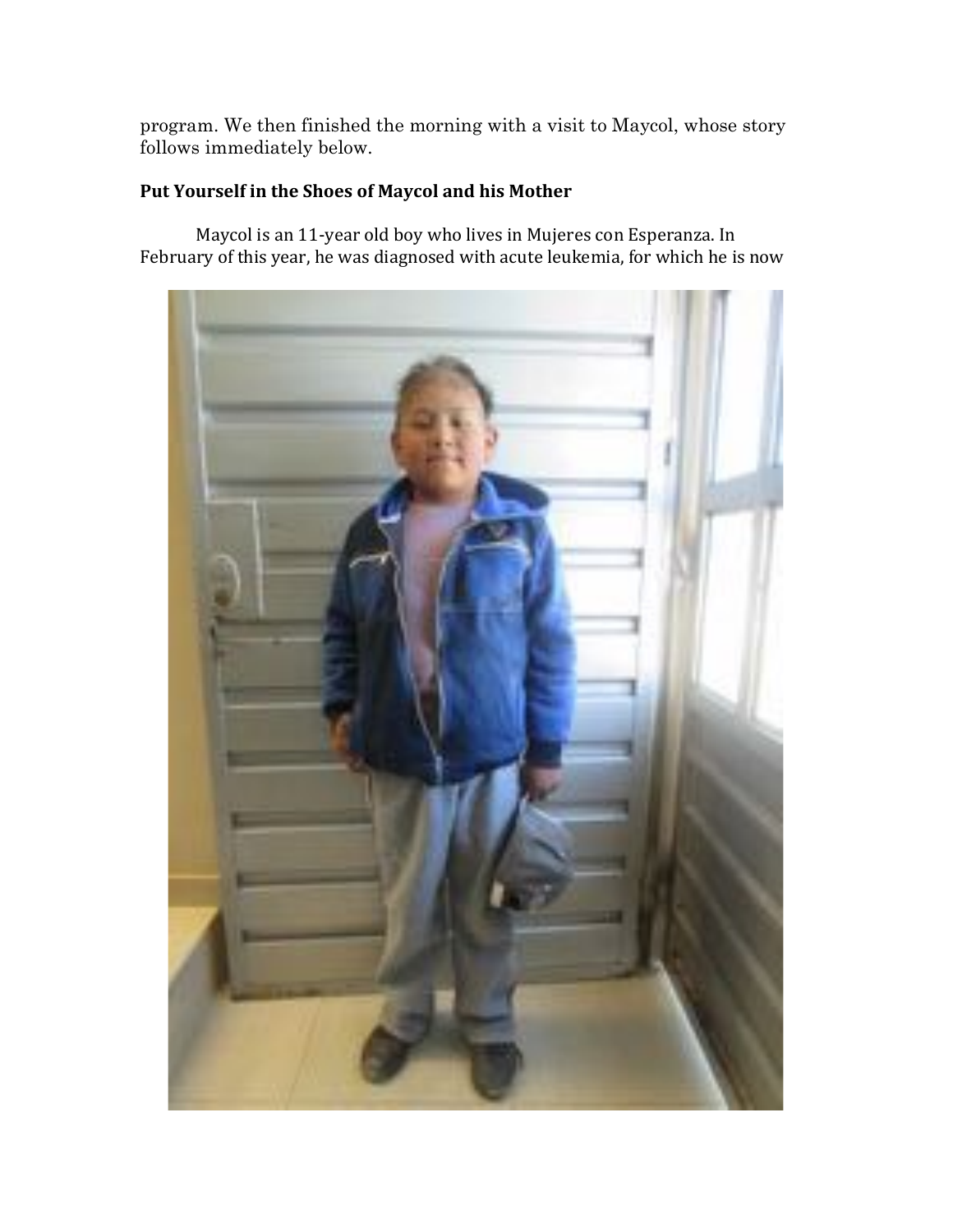program. We then finished the morning with a visit to Maycol, whose story follows immediately below.

**Put Yourself in the Shoes of Maycol and his Mother**

Maycol is an 11-year old boy who lives in Mujeres con Esperanza. In February of this year, he was diagnosed with acute leukemia, for which he is now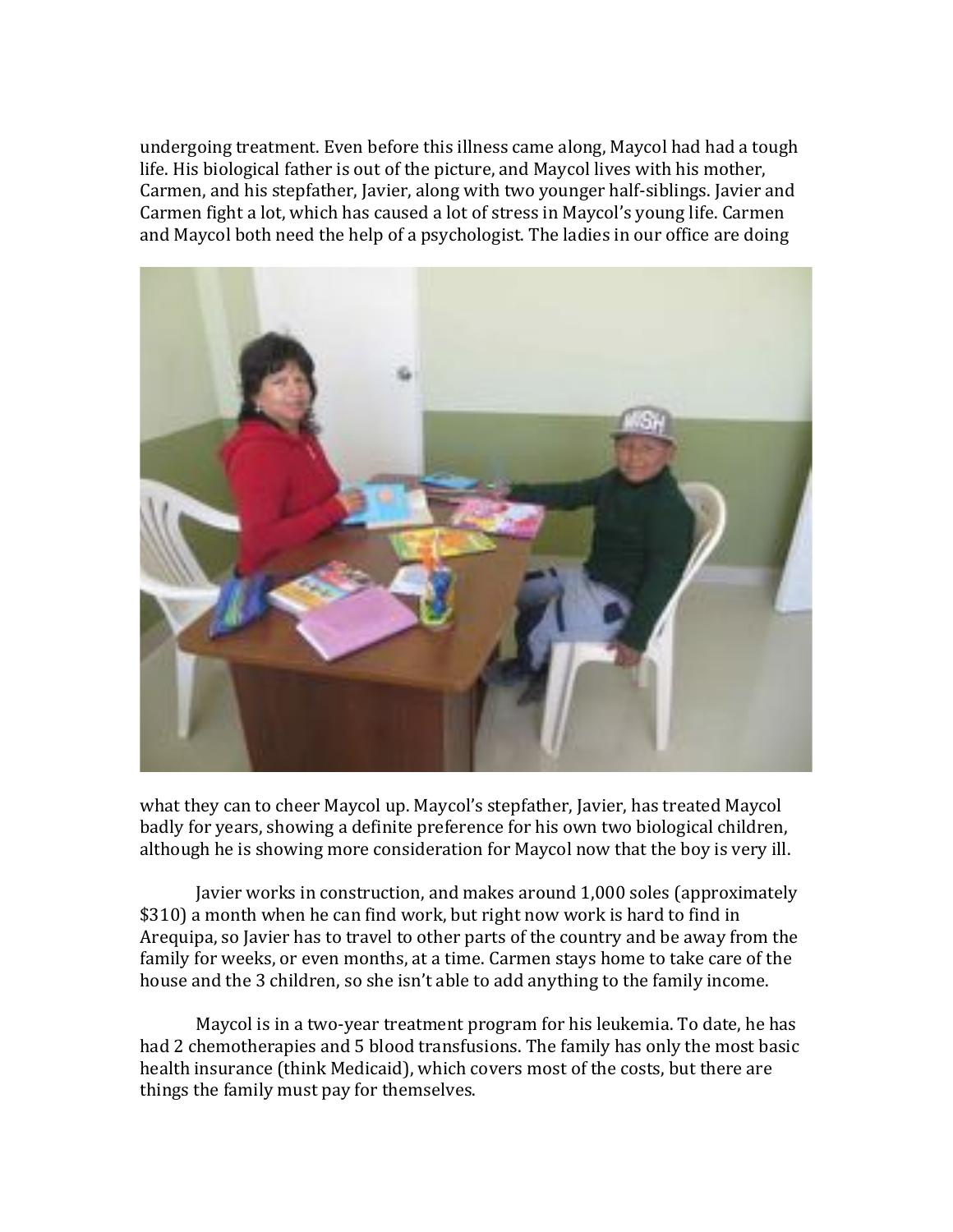undergoing treatment. Even before this illness came along, Maycol had had a tough life. His biological father is out of the picture, and Maycol lives with his mother, Carmen, and his stepfather, Javier, along with two younger half-siblings. Javier and Carmen fight a lot, which has caused a lot of stress in Maycol's young life. Carmen and Maycol both need the help of a psychologist. The ladies in our office are doing what they can to cheer Maycol up. Maycol's stepfather, Javier, has treated Maycol badly for years, showing a definite preference for his own two biological children, although he is showing more consideration for Maycol now that the boy is very ill.

Javier works in construction, and makes around 1,000 soles (approximately $310) a month when he can find work, but right now work is hard to find in Arequipa, so Javier has to travel to other parts of the country and be away from the family for weeks, or even months, at a time. Carmen stays home to take care of the house and the 3 children, so she isn't able to add anything to the family income.

Maycol is in a two-year treatment program for his leukemia. To date, he has had 2 chemotherapies and 5 blood transfusions. The family has only the most basic health insurance (think Medicaid), which covers most of the costs, but there are things the family must pay for themselves.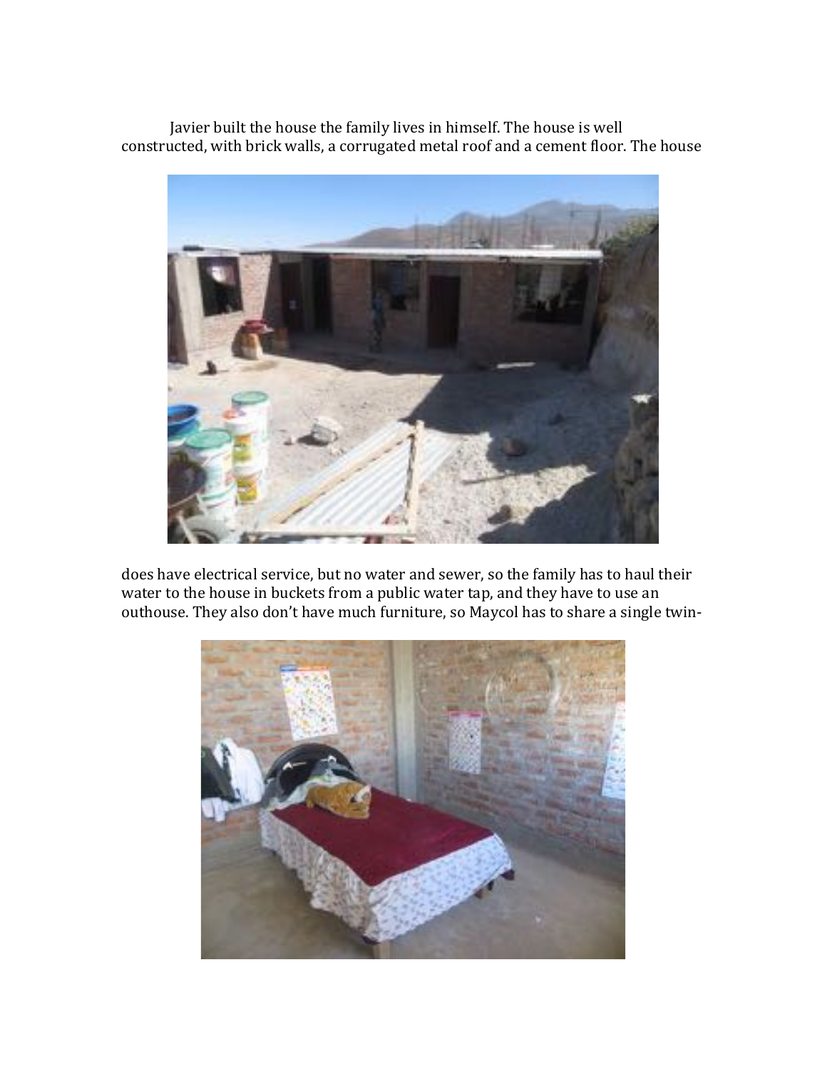Javier built the house the family lives in himself. The house is well constructed, with brick walls, a corrugated metal roof and a cement floor. The house

does have electrical service, but no water and sewer, so the family has to haul their water to the house in buckets from a public water tap, and they have to use an outhouse. They also don't have much furniture, so Maycol has to share a single twin-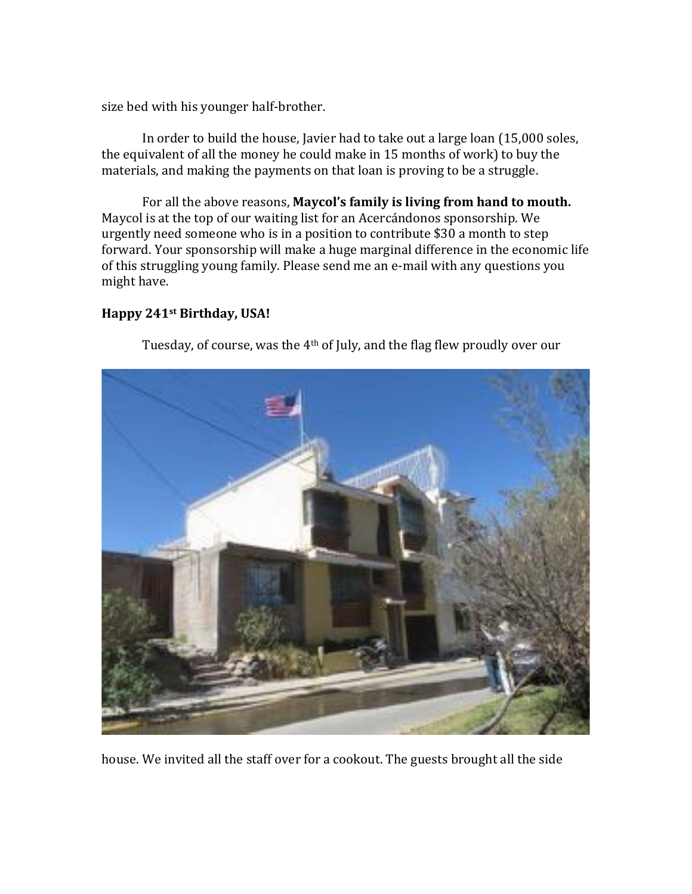size bed with his younger half-brother.

In order to build the house, Javier had to take out a large loan (15,000 soles, the equivalent of all the money he could make in 15 months of work) to buy the materials, and making the payments on that loan is proving to be a struggle.

For all the above reasons, **Maycol's family is living from hand to mouth.** Maycol is at the top of our waiting list for an Acercándonos sponsorship. We urgently need someone who is in a position to contribute $30 a month to step forward. Your sponsorship will make a huge marginal difference in the economic life of this struggling young family. Please send me an e-mail with any questions you might have.

**Happy 241st Birthday, USA!**

Tuesday, of course, was the 4th of July, and the flag flew proudly over our house. We invited all the staff over for a cookout. The guests brought all the side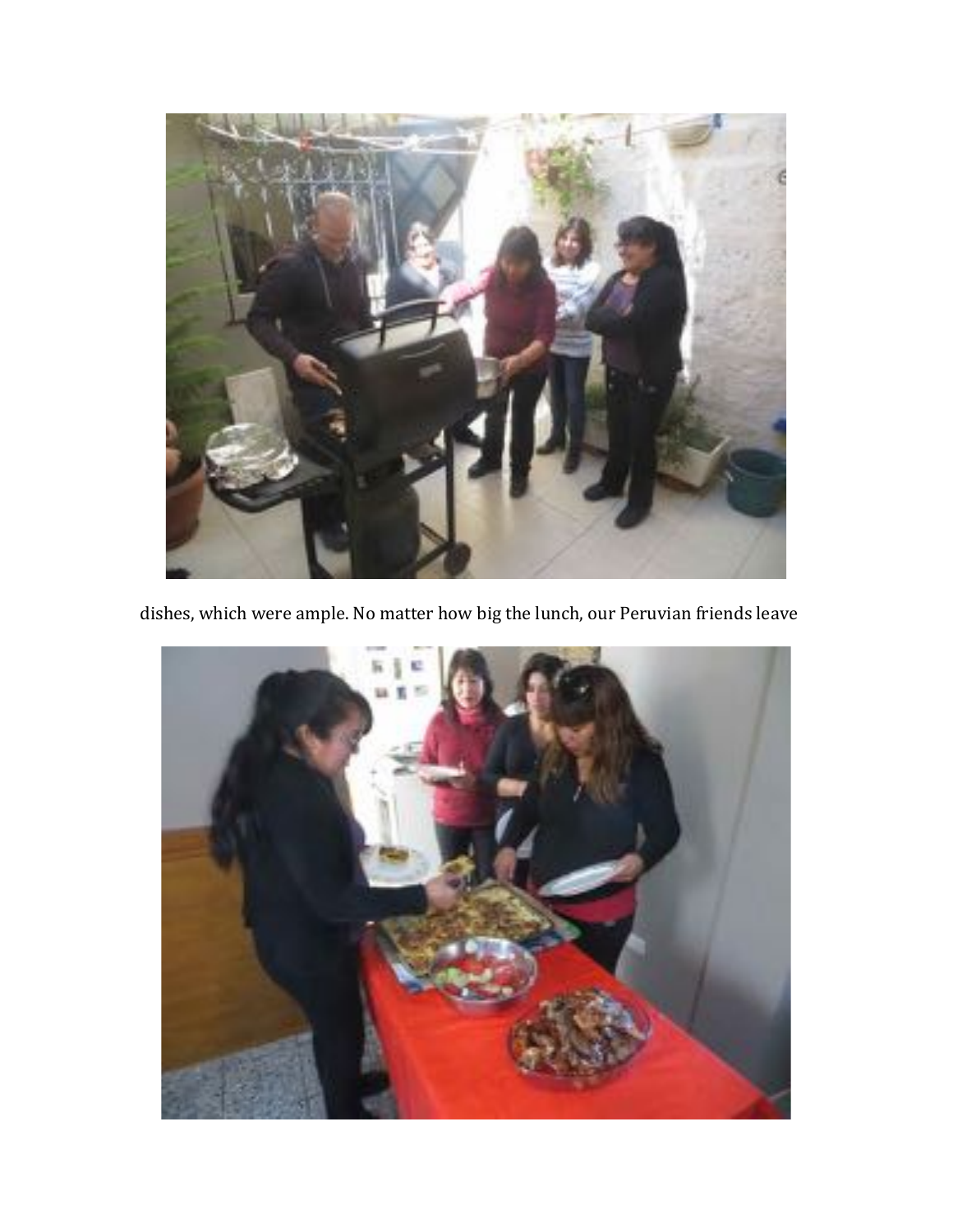dishes, which were ample. No matter how big the lunch, our Peruvian friends leave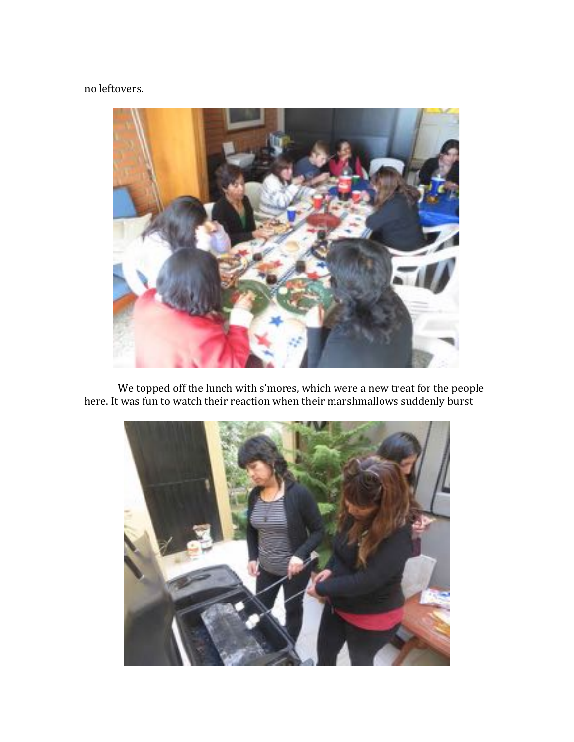no leftovers.

We topped off the lunch with s'mores, which were a new treat for the people here. It was fun to watch their reaction when their marshmallows suddenly burst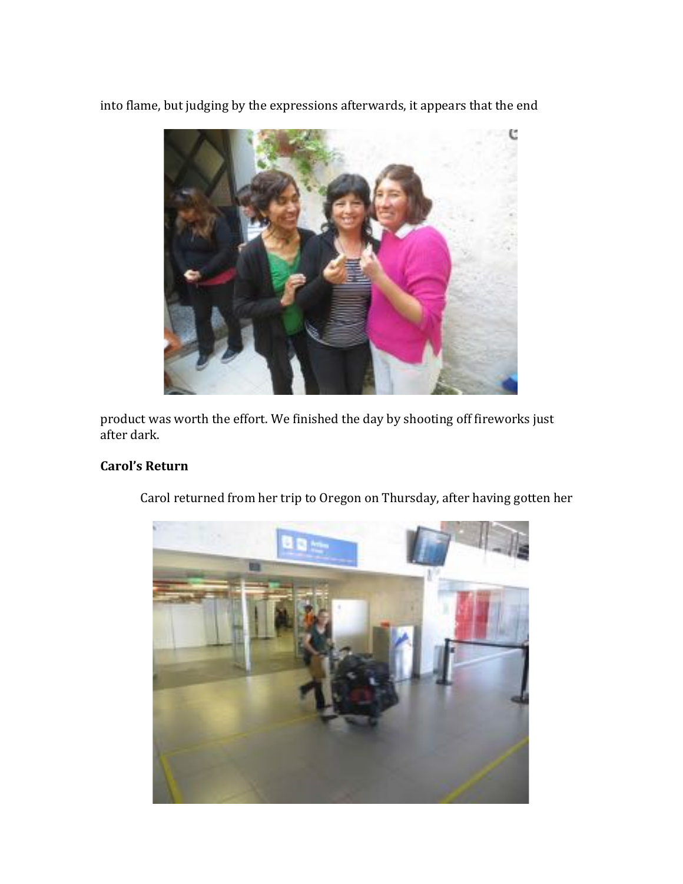into flame, but judging by the expressions afterwards, it appears that the end

product was worth the effort. We finished the day by shooting off fireworks just after dark.

**Carol's Return**

Carol returned from her trip to Oregon on Thursday, after having gotten her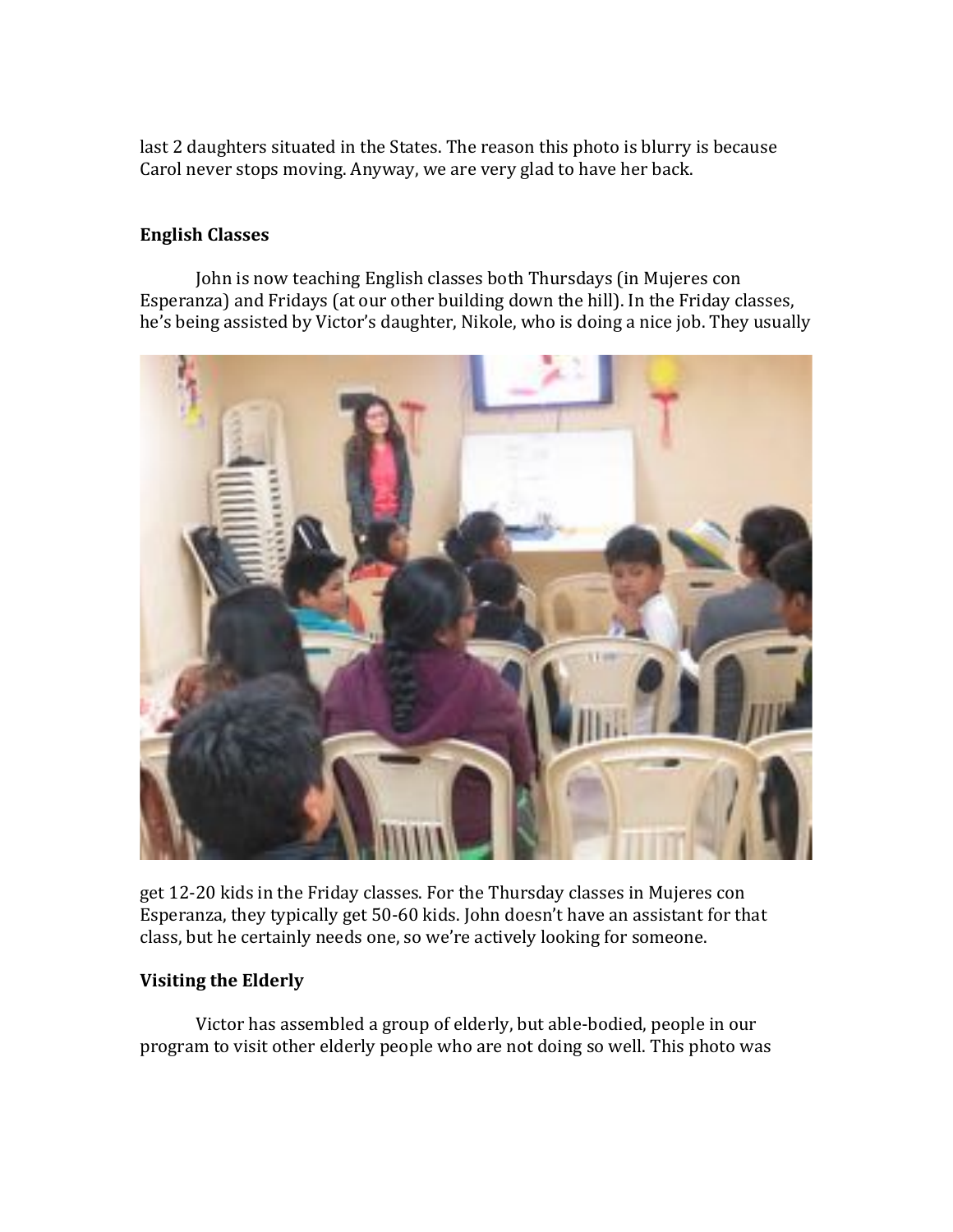last 2 daughters situated in the States. The reason this photo is blurry is because Carol never stops moving. Anyway, we are very glad to have her back.

### English Classes

John is now teaching English classes both Thursdays (in Mujeres con Esperanza) and Fridays (at our other building down the hill). In the Friday classes, he's being assisted by Victor's daughter, Nikole, who is doing a nice job. They usually get 12-20 kids in the Friday classes. For the Thursday classes in Mujeres con Esperanza, they typically get 50-60 kids. John doesn't have an assistant for that class, but he certainly needs one, so we're actively looking for someone.

### Visiting the Elderly

Victor has assembled a group of elderly, but able-bodied, people in our program to visit other elderly people who are not doing so well. This photo was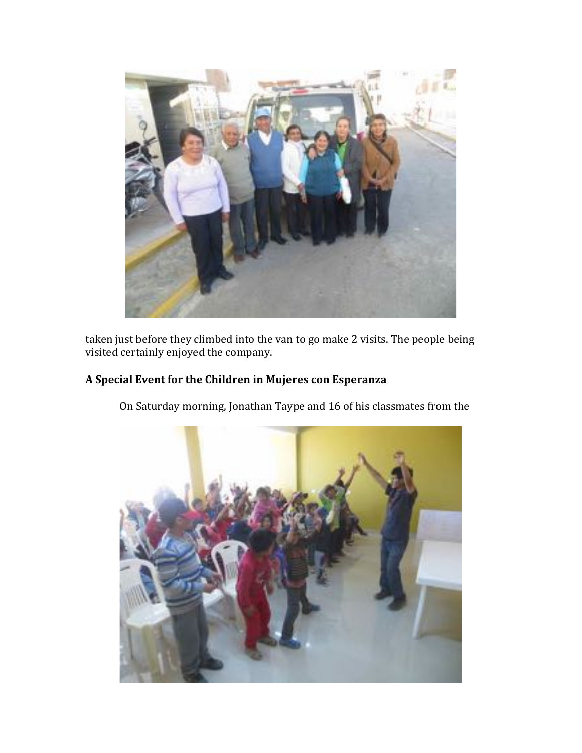taken just before they climbed into the van to go make 2 visits. The people being visited certainly enjoyed the company.

**A Special Event for the Children in Mujeres con Esperanza**

On Saturday morning, Jonathan Taype and 16 of his classmates from the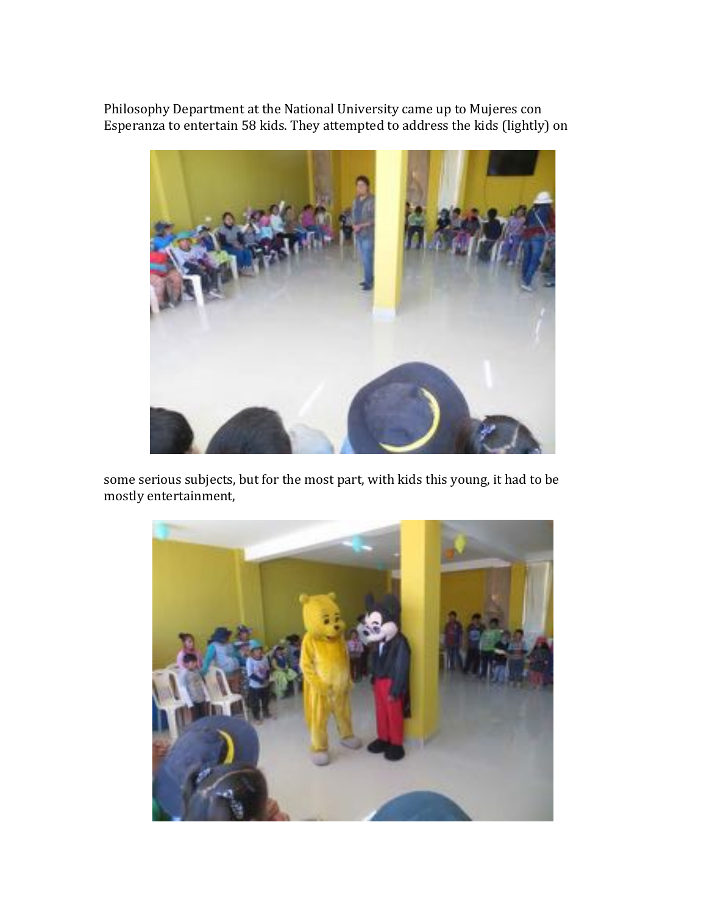Philosophy Department at the National University came up to Mujeres con Esperanza to entertain 58 kids. They attempted to address the kids (lightly) on

some serious subjects, but for the most part, with kids this young, it had to be mostly entertainment,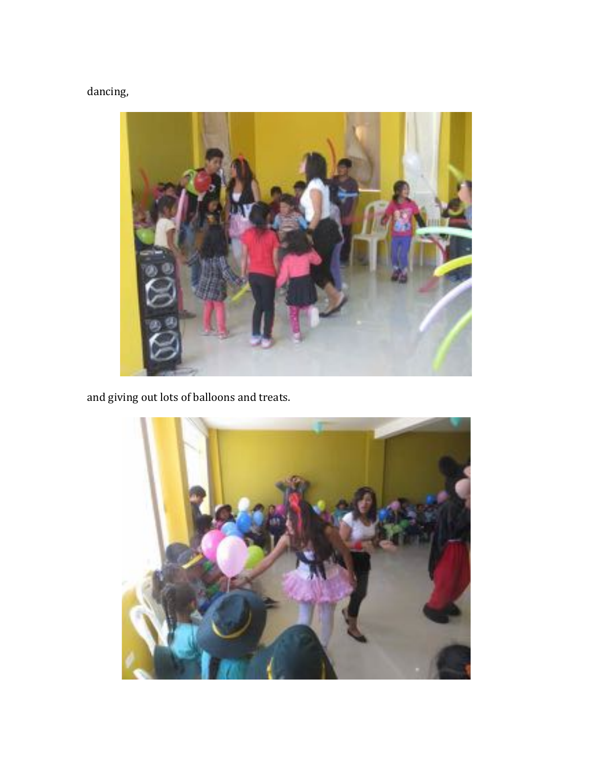dancing,

and giving out lots of balloons and treats.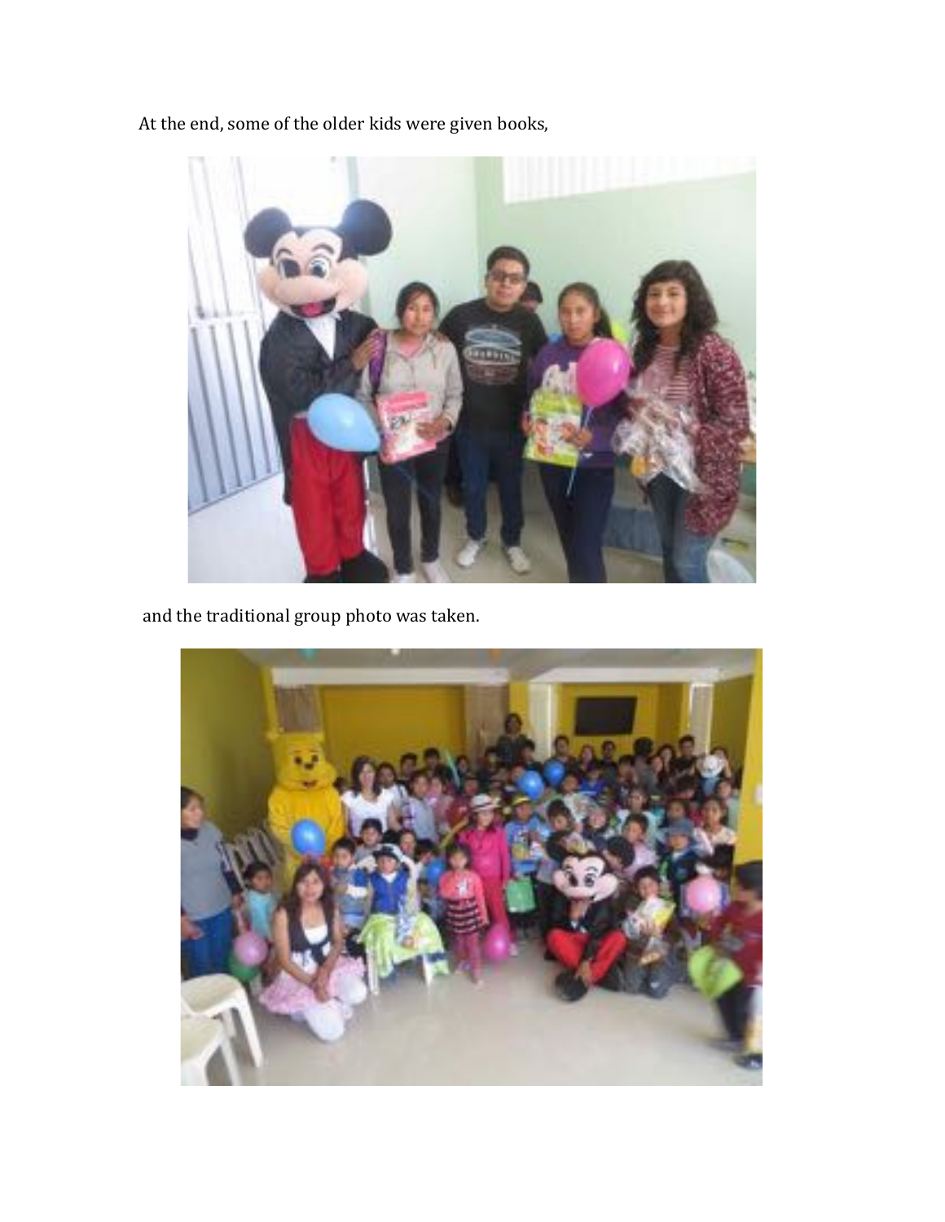At the end, some of the older kids were given books,

and the traditional group photo was taken.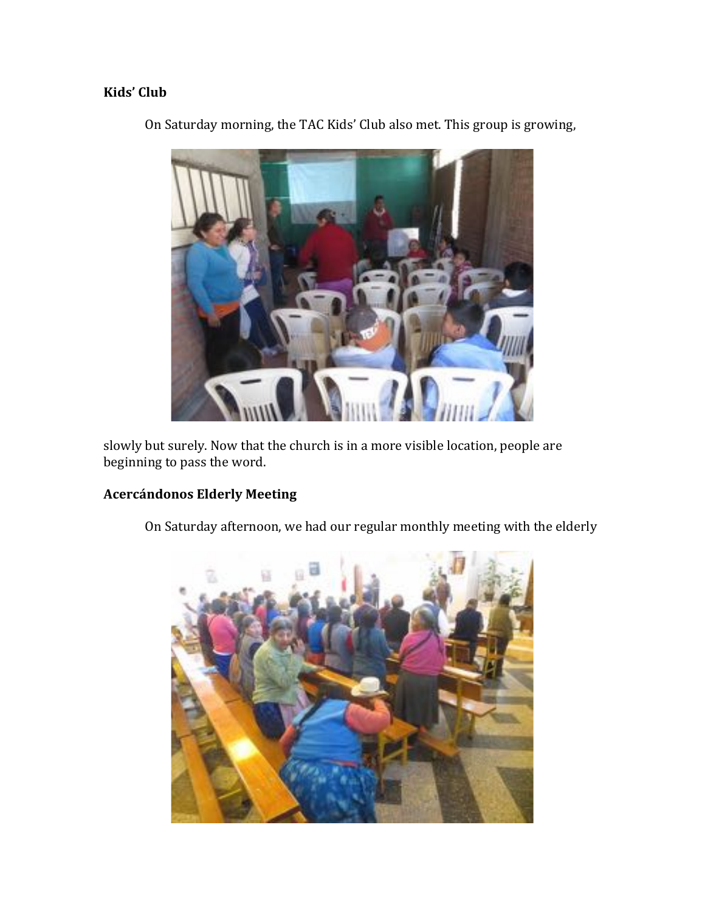**Kids' Club**

On Saturday morning, the TAC Kids' Club also met. This group is growing, slowly but surely. Now that the church is in a more visible location, people are beginning to pass the word.

**Acercándonos Elderly Meeting**

On Saturday afternoon, we had our regular monthly meeting with the elderly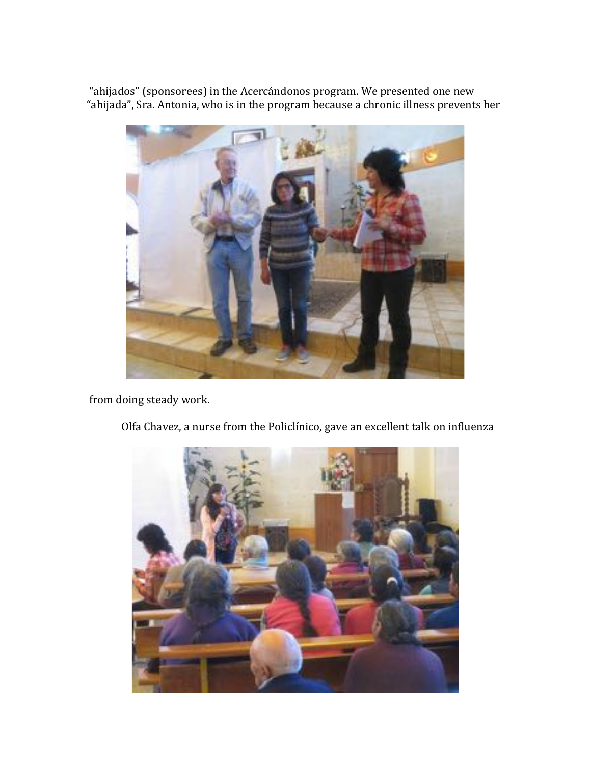"ahijados" (sponsorees) in the Acercándonos program. We presented one new "ahijada", Sra. Antonia, who is in the program because a chronic illness prevents her

from doing steady work.

Olfa Chavez, a nurse from the Policlínico, gave an excellent talk on influenza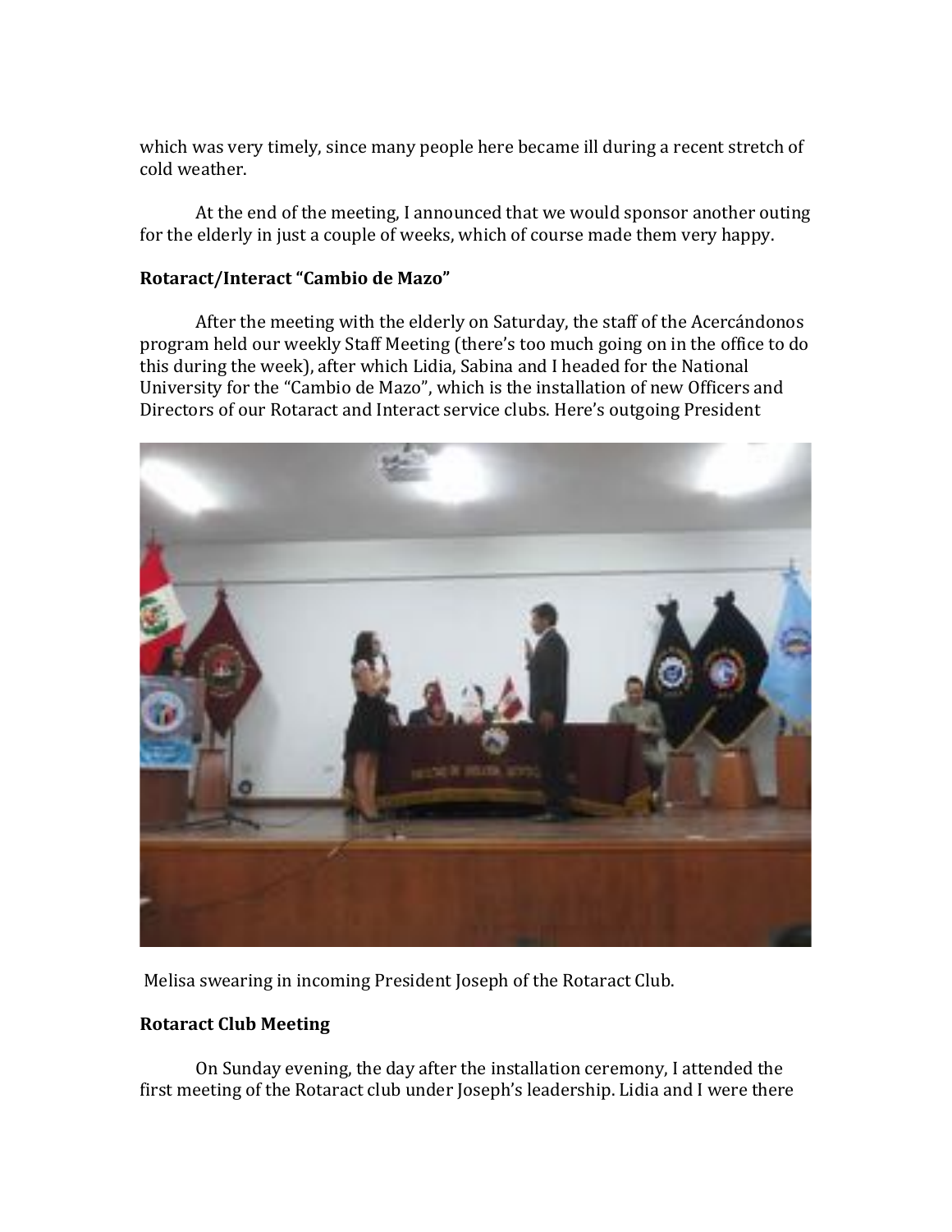which was very timely, since many people here became ill during a recent stretch of cold weather.

At the end of the meeting, I announced that we would sponsor another outing for the elderly in just a couple of weeks, which of course made them very happy.

**Rotaract/Interact "Cambio de Mazo"**

After the meeting with the elderly on Saturday, the staff of the Acercándonos program held our weekly Staff Meeting (there's too much going on in the office to do this during the week), after which Lidia, Sabina and I headed for the National University for the "Cambio de Mazo", which is the installation of new Officers and Directors of our Rotaract and Interact service clubs. Here's outgoing President

Melisa swearing in incoming President Joseph of the Rotaract Club.

**Rotaract Club Meeting**

On Sunday evening, the day after the installation ceremony, I attended the first meeting of the Rotaract club under Joseph's leadership. Lidia and I were there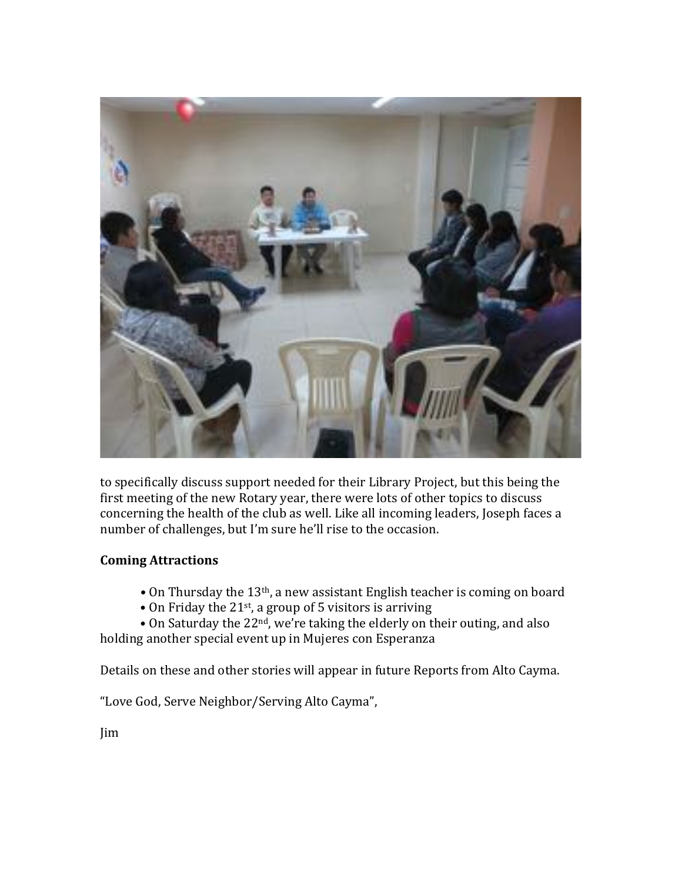to specifically discuss support needed for their Library Project, but this being the first meeting of the new Rotary year, there were lots of other topics to discuss concerning the health of the club as well. Like all incoming leaders, Joseph faces a number of challenges, but I'm sure he'll rise to the occasion.

**Coming Attractions**

- On Thursday the 13th, a new assistant English teacher is coming on board
- On Friday the 21st, a group of 5 visitors is arriving
- On Saturday the 22nd, we're taking the elderly on their outing, and also holding another special event up in Mujeres con Esperanza

Details on these and other stories will appear in future Reports from Alto Cayma.

"Love God, Serve Neighbor/Serving Alto Cayma",

Jim